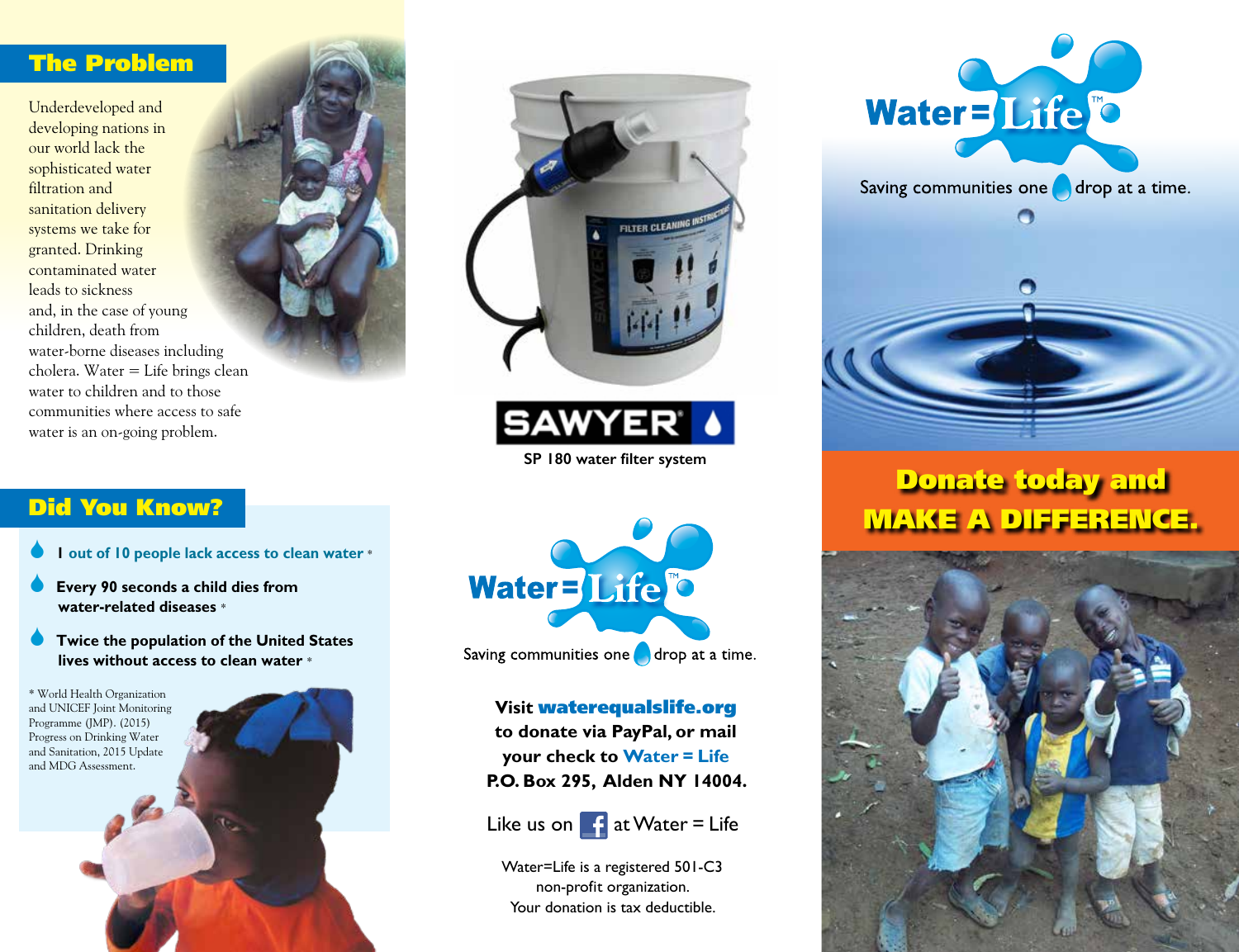## The Problem

Underdeveloped and developing nations in our world lack the sophisticated water filtration and sanitation delivery systems we take for granted. Drinking contaminated water leads to sickness and, in the case of young children, death from water-borne diseases including cholera. Water = Life brings clean water to children and to those communities where access to safe water is an on-going problem.

## Did You Know?

- **1 out of 10 people lack access to clean water** *
- **Every 90 seconds a child dies from water-related diseases** *
- **Twice the population of the United States lives without access to clean water** *

* World Health Organization and UNICEF Joint Monitoring Programme (JMP). (2015) Progress on Drinking Water and Sanitation, 2015 Update and MDG Assessment.

SAWYER

**SP 180 water filter system**

Water = Life™

Saving communities one drop at a time.

**Visit waterequalslife.org to donate via PayPal, or mail your check to Water = Life P.O. Box 295, Alden NY 14004.**

Like us on Facebook at Water = Life

Water=Life is a registered 501-C3 non-profit organization.
Your donation is tax deductible.

# Water = Life™

Saving communities one drop at a time.

## Donate today and MAKE A DIFFERENCE.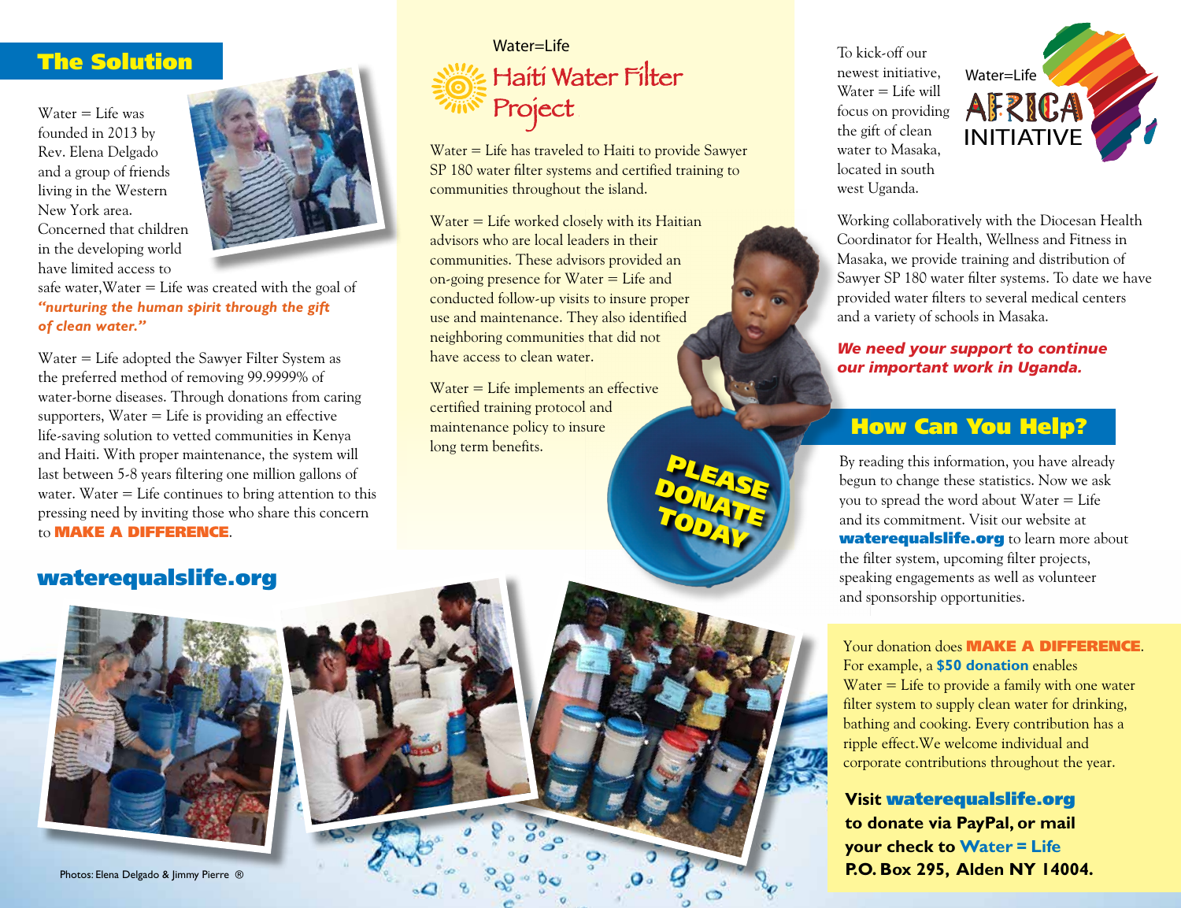## The Solution

Water = Life was founded in 2013 by Rev. Elena Delgado and a group of friends living in the Western New York area. Concerned that children in the developing world have limited access to safe water, Water = Life was created with the goal of ***"nurturing the human spirit through the gift of clean water."***

Water = Life adopted the Sawyer Filter System as the preferred method of removing 99.9999% of water-borne diseases. Through donations from caring supporters, Water = Life is providing an effective life-saving solution to vetted communities in Kenya and Haiti. With proper maintenance, the system will last between 5-8 years filtering one million gallons of water. Water = Life continues to bring attention to this pressing need by inviting those who share this concern to **MAKE A DIFFERENCE**.

**waterequalslife.org**

Water=Life

## Haiti Water Filter Project

Water = Life has traveled to Haiti to provide Sawyer SP 180 water filter systems and certified training to communities throughout the island.

Water = Life worked closely with its Haitian advisors who are local leaders in their communities. These advisors provided an on-going presence for Water = Life and conducted follow-up visits to insure proper use and maintenance. They also identified neighboring communities that did not have access to clean water.

Water = Life implements an effective certified training protocol and maintenance policy to insure long term benefits.

**PLEASE DONATE TODAY**

Water=Life

## AFRICA INITIATIVE

To kick-off our newest initiative, Water = Life will focus on providing the gift of clean water to Masaka, located in south west Uganda.

Working collaboratively with the Diocesan Health Coordinator for Health, Wellness and Fitness in Masaka, we provide training and distribution of Sawyer SP 180 water filter systems. To date we have provided water filters to several medical centers and a variety of schools in Masaka.

***We need your support to continue our important work in Uganda.***

## How Can You Help?

By reading this information, you have already begun to change these statistics. Now we ask you to spread the word about Water = Life and its commitment. Visit our website at **waterequalslife.org** to learn more about the filter system, upcoming filter projects, speaking engagements as well as volunteer and sponsorship opportunities.

Your donation does **MAKE A DIFFERENCE**. For example, a **$50 donation** enables Water = Life to provide a family with one water filter system to supply clean water for drinking, bathing and cooking. Every contribution has a ripple effect. We welcome individual and corporate contributions throughout the year.

**Visit waterequalslife.org to donate via PayPal, or mail your check to Water = Life P.O. Box 295, Alden NY 14004.**

Photos: Elena Delgado & Jimmy Pierre ®